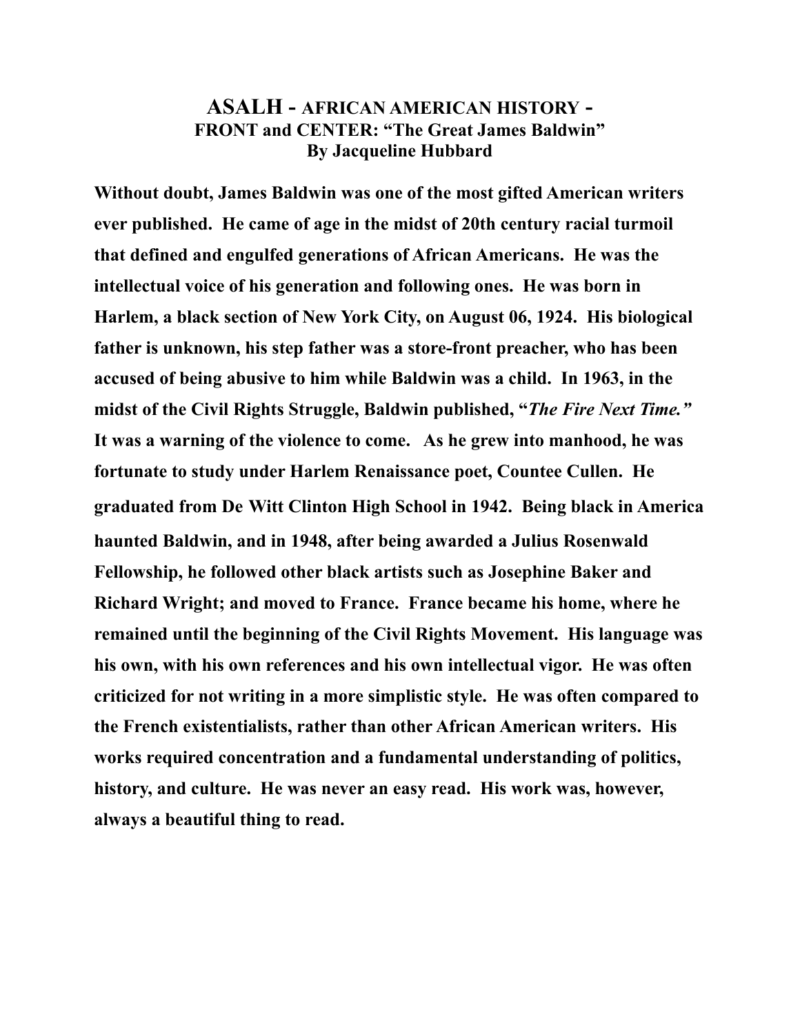# ASALH - AFRICAN AMERICAN HISTORY -
## FRONT and CENTER: "The Great James Baldwin"
### By Jacqueline Hubbard

**Without doubt, James Baldwin was one of the most gifted American writers ever published. He came of age in the midst of 20th century racial turmoil that defined and engulfed generations of African Americans. He was the intellectual voice of his generation and following ones. He was born in Harlem, a black section of New York City, on August 06, 1924. His biological father is unknown, his step father was a store-front preacher, who has been accused of being abusive to him while Baldwin was a child. In 1963, in the midst of the Civil Rights Struggle, Baldwin published, "*The Fire Next Time.*" It was a warning of the violence to come. As he grew into manhood, he was fortunate to study under Harlem Renaissance poet, Countee Cullen. He graduated from De Witt Clinton High School in 1942. Being black in America haunted Baldwin, and in 1948, after being awarded a Julius Rosenwald Fellowship, he followed other black artists such as Josephine Baker and Richard Wright; and moved to France. France became his home, where he remained until the beginning of the Civil Rights Movement. His language was his own, with his own references and his own intellectual vigor. He was often criticized for not writing in a more simplistic style. He was often compared to the French existentialists, rather than other African American writers. His works required concentration and a fundamental understanding of politics, history, and culture. He was never an easy read. His work was, however, always a beautiful thing to read.**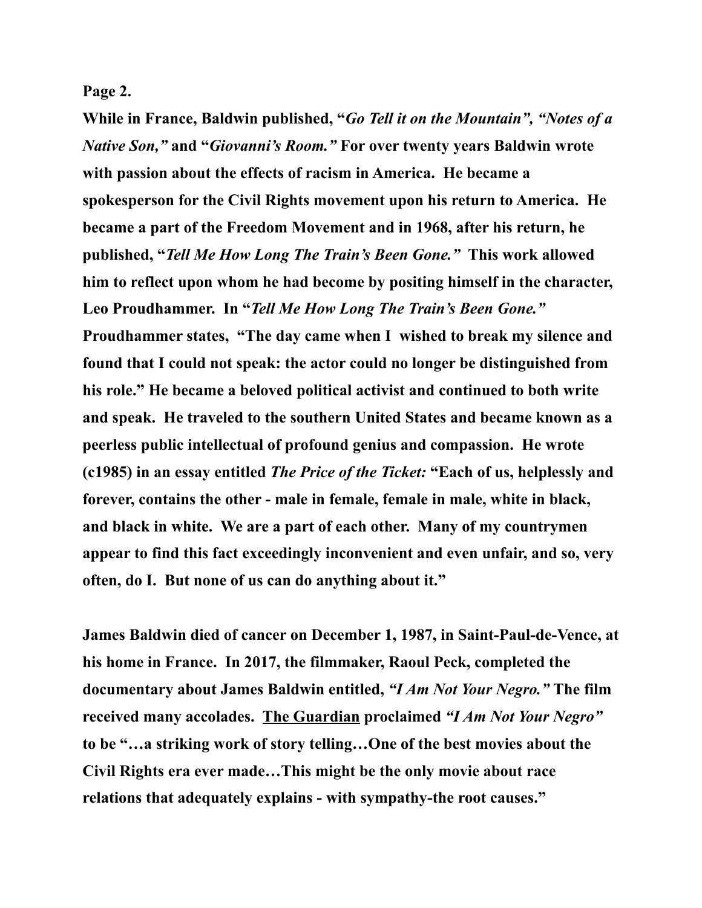**While in France, Baldwin published, "*Go Tell it on the Mountain*", *"Notes of a Native Son,"* and "*Giovanni's Room."* For over twenty years Baldwin wrote with passion about the effects of racism in America. He became a spokesperson for the Civil Rights movement upon his return to America. He became a part of the Freedom Movement and in 1968, after his return, he published, "*Tell Me How Long The Train's Been Gone."* This work allowed him to reflect upon whom he had become by positing himself in the character, Leo Proudhammer. In "*Tell Me How Long The Train's Been Gone."* Proudhammer states, "The day came when I wished to break my silence and found that I could not speak: the actor could no longer be distinguished from his role." He became a beloved political activist and continued to both write and speak. He traveled to the southern United States and became known as a peerless public intellectual of profound genius and compassion. He wrote (c1985) in an essay entitled *The Price of the Ticket:* "Each of us, helplessly and forever, contains the other - male in female, female in male, white in black, and black in white. We are a part of each other. Many of my countrymen appear to find this fact exceedingly inconvenient and even unfair, and so, very often, do I. But none of us can do anything about it."**

**James Baldwin died of cancer on December 1, 1987, in Saint-Paul-de-Vence, at his home in France. In 2017, the filmmaker, Raoul Peck, completed the documentary about James Baldwin entitled, *"I Am Not Your Negro."* The film received many accolades. <u>The Guardian</u> proclaimed *"I Am Not Your Negro"* to be "…a striking work of story telling…One of the best movies about the Civil Rights era ever made…This might be the only movie about race relations that adequately explains - with sympathy-the root causes."**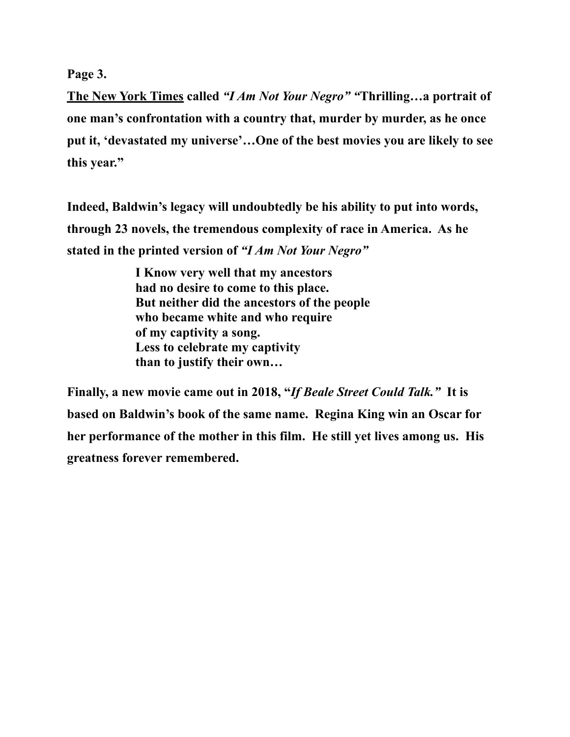**Page 3.**

**<u>The New York Times</u> called *"I Am Not Your Negro"* "Thrilling…a portrait of one man's confrontation with a country that, murder by murder, as he once put it, 'devastated my universe'…One of the best movies you are likely to see this year."**

**Indeed, Baldwin's legacy will undoubtedly be his ability to put into words, through 23 novels, the tremendous complexity of race in America. As he stated in the printed version of *"I Am Not Your Negro"***

> **I Know very well that my ancestors**
> **had no desire to come to this place.**
> **But neither did the ancestors of the people**
> **who became white and who require**
> **of my captivity a song.**
> **Less to celebrate my captivity**
> **than to justify their own…**

**Finally, a new movie came out in 2018, "*If Beale Street Could Talk."* It is based on Baldwin's book of the same name. Regina King win an Oscar for her performance of the mother in this film. He still yet lives among us. His greatness forever remembered.**